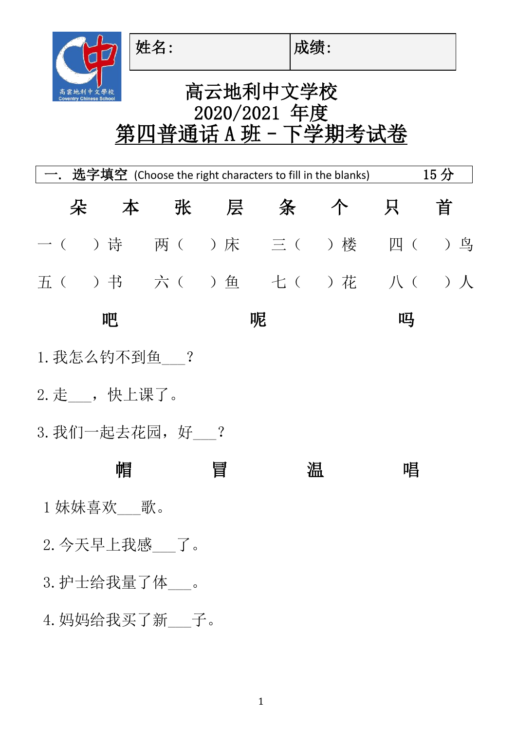| 姓名: | 成绩: |
|---|---|

# 高云地利中文学校
# 2020/2021 年度
# 第四普通话 A 班 - 下学期考试卷

**一. 选字填空** (Choose the right characters to fill in the blanks)　　15 分

**朵　本　张　层　条　个　只　首**

一（　）诗　两（　）床　三（　）楼　四（　）鸟

五（　）书　六（　）鱼　七（　）花　八（　）人

**吧　呢　吗**

1.我怎么钓不到鱼___？

2.走___，快上课了。

3.我们一起去花园，好___？

**帽　冒　温　唱**

1 妹妹喜欢___歌。

2.今天早上我感___了。

3.护士给我量了体___。

4.妈妈给我买了新___子。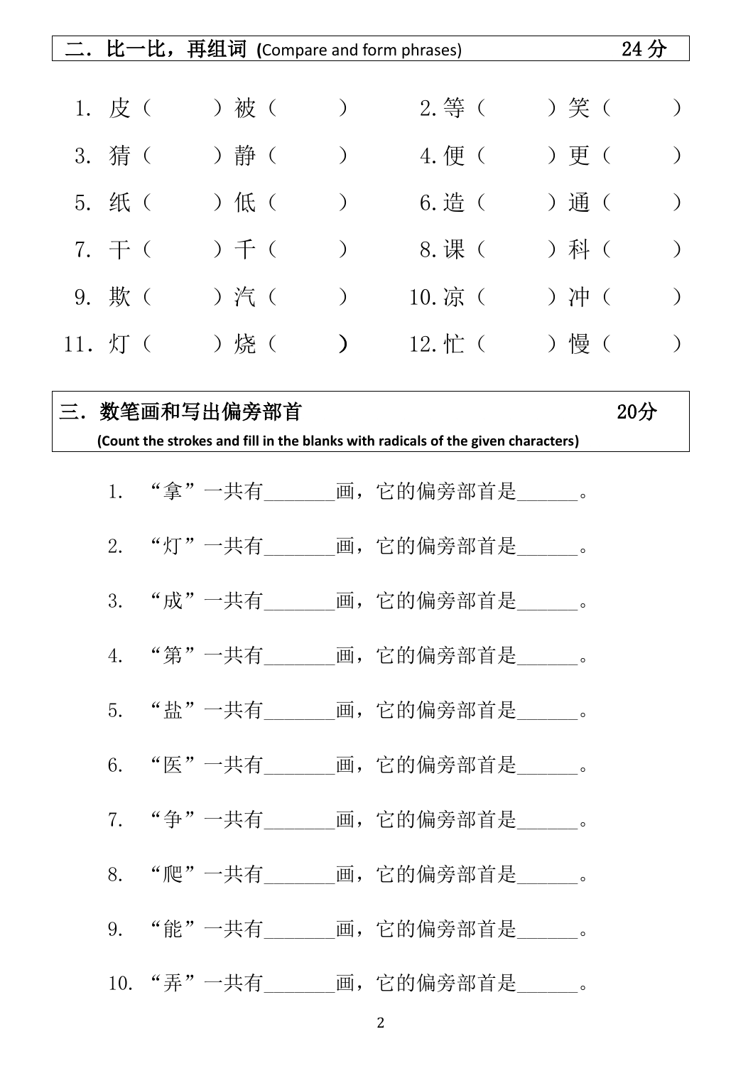## 二．比一比，再组词 (Compare and form phrases) 24分

1．皮（　　　）被（　　　）　　2.等（　　　）笑（　　　）

3．猜（　　　）静（　　　）　　4.便（　　　）更（　　　）

5．纸（　　　）低（　　　）　　6.造（　　　）通（　　　）

7．干（　　　）千（　　　）　　8.课（　　　）科（　　　）

9．欺（　　　）汽（　　　）　　10.凉（　　　）冲（　　　）

11．灯（　　　）烧（　　　）　　12.忙（　　　）慢（　　　）

## 三．数笔画和写出偏旁部首 20分

**(Count the strokes and fill in the blanks with radicals of the given characters)**

1. “拿”一共有_______画，它的偏旁部首是______。

2. “灯”一共有_______画，它的偏旁部首是______。

3. “成”一共有_______画，它的偏旁部首是______。

4. “第”一共有_______画，它的偏旁部首是______。

5. “盐”一共有_______画，它的偏旁部首是______。

6. “医”一共有_______画，它的偏旁部首是______。

7. “争”一共有_______画，它的偏旁部首是______。

8. “爬”一共有_______画，它的偏旁部首是______。

9. “能”一共有_______画，它的偏旁部首是______。

10. “弄”一共有_______画，它的偏旁部首是______。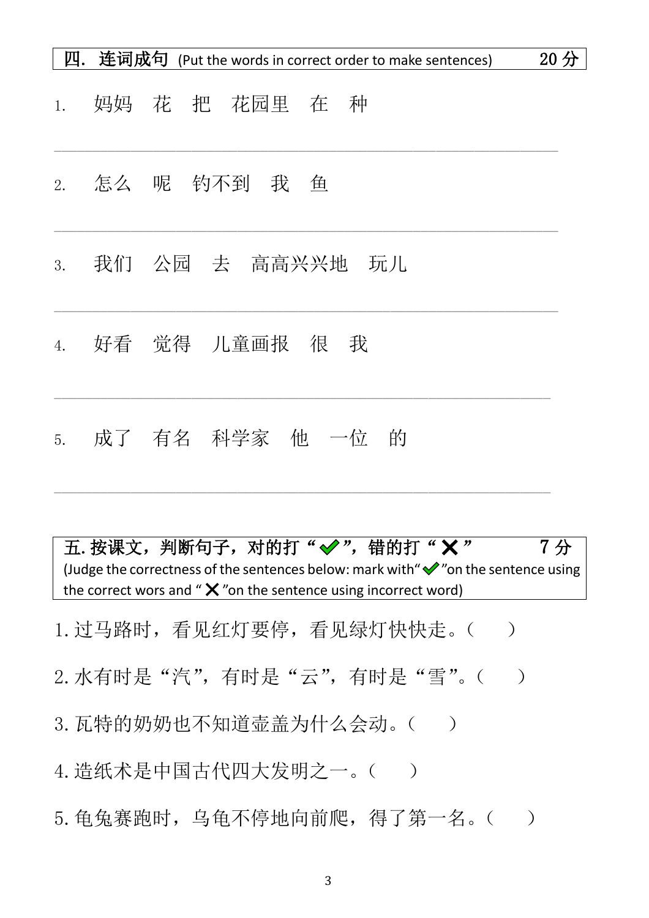## 四. 连词成句 (Put the words in correct order to make sentences) 20分

1. 妈妈　花　把　花园里　在　种

_______________________________________________

2. 怎么　呢　钓不到　我　鱼

_______________________________________________

3. 我们　公园　去　高高兴兴地　玩儿

_______________________________________________

4. 好看　觉得　儿童画报　很　我

_______________________________________________

5. 成了　有名　科学家　他　一位　的

_______________________________________________

## 五. 按课文，判断句子，对的打“✔”，错的打“✘” 7分

(Judge the correctness of the sentences below: mark with“✔”on the sentence using the correct wors and “✘”on the sentence using incorrect word)

1. 过马路时，看见红灯要停，看见绿灯快快走。(　　)

2. 水有时是“汽”，有时是“云”，有时是“雪”。(　　)

3. 瓦特的奶奶也不知道壶盖为什么会动。(　　)

4. 造纸术是中国古代四大发明之一。(　　)

5. 龟兔赛跑时，乌龟不停地向前爬，得了第一名。(　　)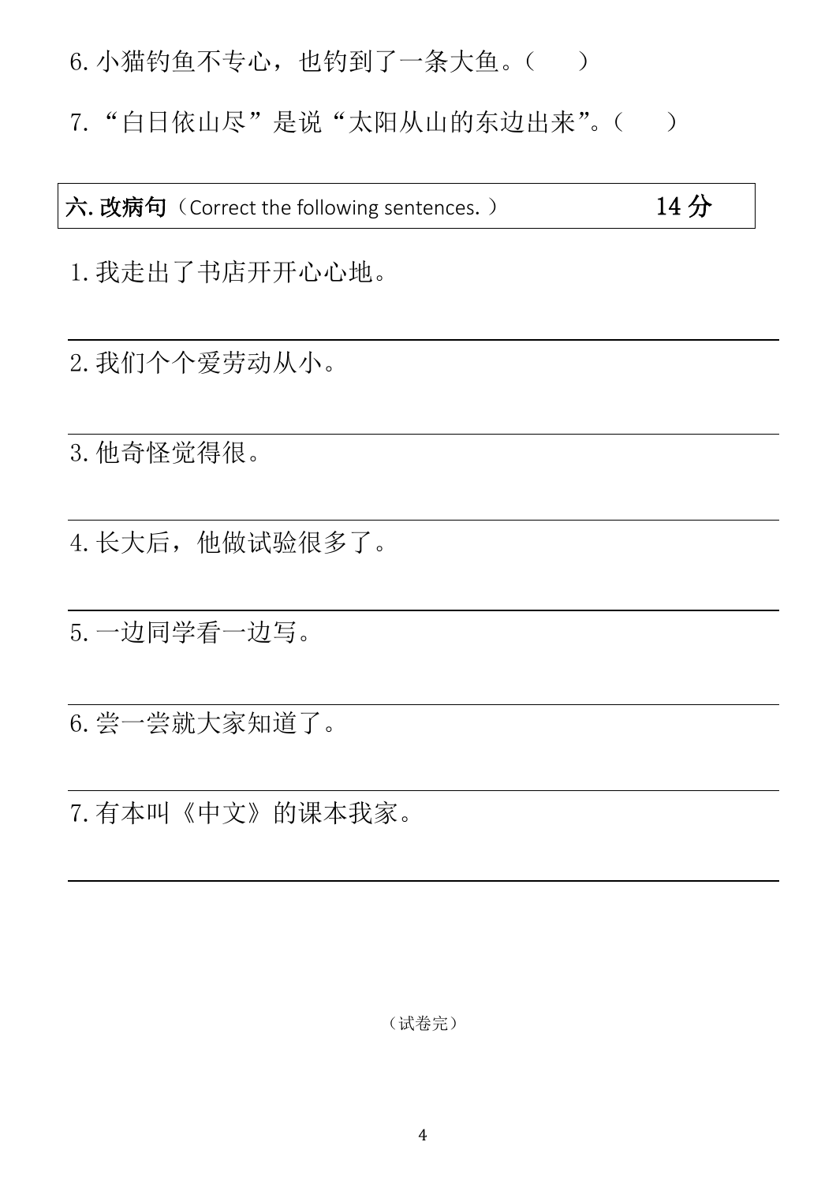6. 小猫钓鱼不专心，也钓到了一条大鱼。（　）

7. “白日依山尽”是说“太阳从山的东边出来”。（　）

## 六. 改病句（Correct the following sentences. ）　14 分

1. 我走出了书店开开心心地。

______________________________

2. 我们个个爱劳动从小。

______________________________

3. 他奇怪觉得很。

______________________________

4. 长大后，他做试验很多了。

______________________________

5. 一边同学看一边写。

______________________________

6. 尝一尝就大家知道了。

______________________________

7. 有本叫《中文》的课本我家。

______________________________

（试卷完）